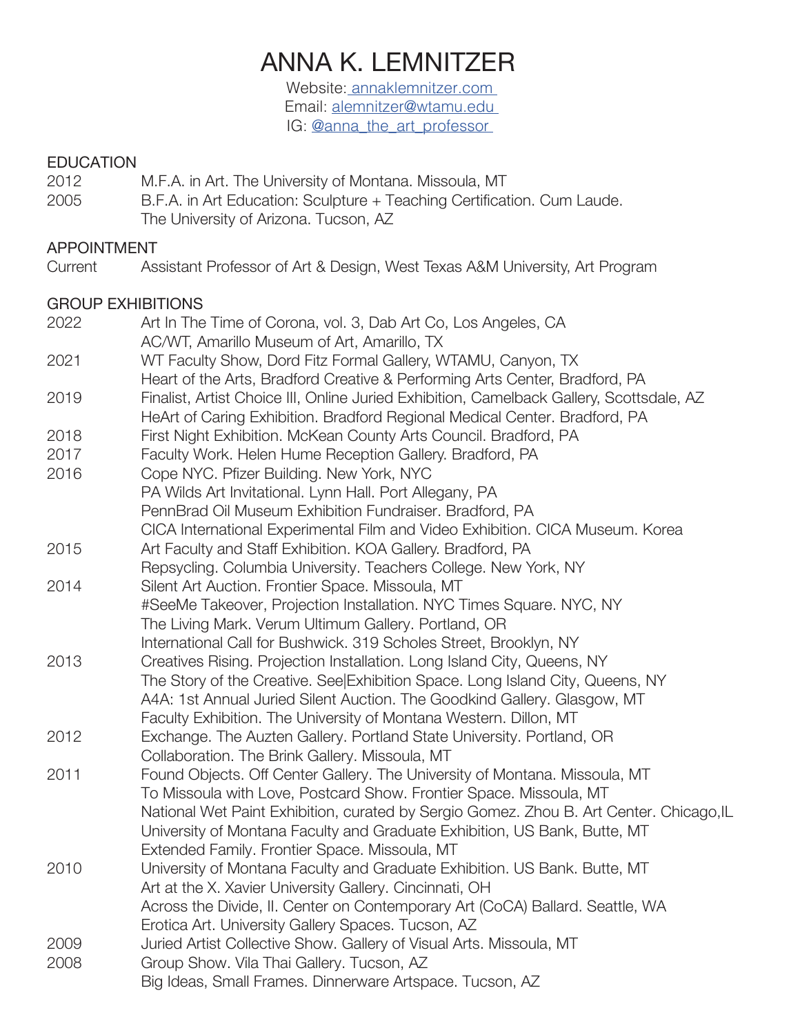# ANNA K. LEMNITZER

Website: [annaklemnitzer.com](annaklemnitzer.com)
Email: [alemnitzer@wtamu.edu](mailto:alemnitzer@wtamu.edu)
IG: [@anna_the_art_professor](@anna_the_art_professor)

## EDUCATION

2012 M.F.A. in Art. The University of Montana. Missoula, MT

2005 B.F.A. in Art Education: Sculpture + Teaching Certification. Cum Laude. The University of Arizona. Tucson, AZ

## APPOINTMENT

Current Assistant Professor of Art & Design, West Texas A&M University, Art Program

## GROUP EXHIBITIONS

**2022**
- Art In The Time of Corona, vol. 3, Dab Art Co, Los Angeles, CA
- AC/WT, Amarillo Museum of Art, Amarillo, TX

**2021**
- WT Faculty Show, Dord Fitz Formal Gallery, WTAMU, Canyon, TX
- Heart of the Arts, Bradford Creative & Performing Arts Center, Bradford, PA

**2019**
- Finalist, Artist Choice III, Online Juried Exhibition, Camelback Gallery, Scottsdale, AZ
- HeArt of Caring Exhibition. Bradford Regional Medical Center. Bradford, PA

**2018**
- First Night Exhibition. McKean County Arts Council. Bradford, PA

**2017**
- Faculty Work. Helen Hume Reception Gallery. Bradford, PA

**2016**
- Cope NYC. Pfizer Building. New York, NYC
- PA Wilds Art Invitational. Lynn Hall. Port Allegany, PA
- PennBrad Oil Museum Exhibition Fundraiser. Bradford, PA
- CICA International Experimental Film and Video Exhibition. CICA Museum. Korea

**2015**
- Art Faculty and Staff Exhibition. KOA Gallery. Bradford, PA
- Repsycling. Columbia University. Teachers College. New York, NY

**2014**
- Silent Art Auction. Frontier Space. Missoula, MT
- #SeeMe Takeover, Projection Installation. NYC Times Square. NYC, NY
- The Living Mark. Verum Ultimum Gallery. Portland, OR
- International Call for Bushwick. 319 Scholes Street, Brooklyn, NY

**2013**
- Creatives Rising. Projection Installation. Long Island City, Queens, NY
- The Story of the Creative. See|Exhibition Space. Long Island City, Queens, NY
- A4A: 1st Annual Juried Silent Auction. The Goodkind Gallery. Glasgow, MT
- Faculty Exhibition. The University of Montana Western. Dillon, MT

**2012**
- Exchange. The Auzten Gallery. Portland State University. Portland, OR
- Collaboration. The Brink Gallery. Missoula, MT

**2011**
- Found Objects. Off Center Gallery. The University of Montana. Missoula, MT
- To Missoula with Love, Postcard Show. Frontier Space. Missoula, MT
- National Wet Paint Exhibition, curated by Sergio Gomez. Zhou B. Art Center. Chicago,IL
- University of Montana Faculty and Graduate Exhibition, US Bank, Butte, MT
- Extended Family. Frontier Space. Missoula, MT

**2010**
- University of Montana Faculty and Graduate Exhibition. US Bank. Butte, MT
- Art at the X. Xavier University Gallery. Cincinnati, OH
- Across the Divide, II. Center on Contemporary Art (CoCA) Ballard. Seattle, WA
- Erotica Art. University Gallery Spaces. Tucson, AZ

**2009**
- Juried Artist Collective Show. Gallery of Visual Arts. Missoula, MT

**2008**
- Group Show. Vila Thai Gallery. Tucson, AZ
- Big Ideas, Small Frames. Dinnerware Artspace. Tucson, AZ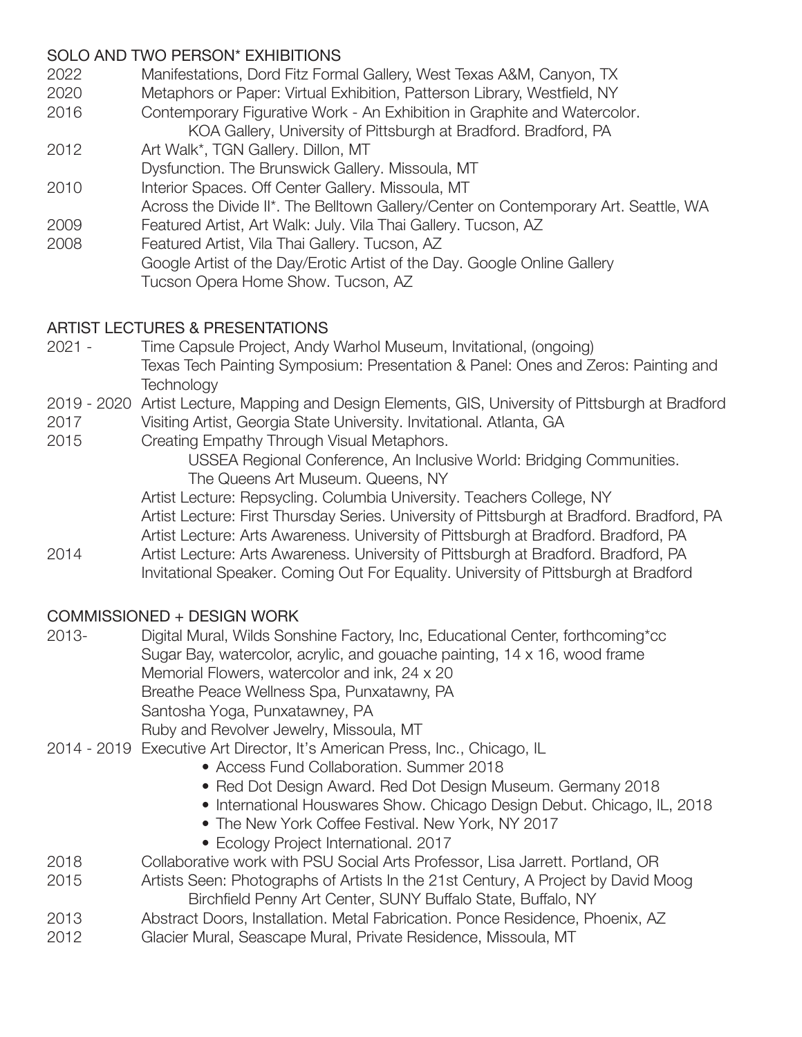## SOLO AND TWO PERSON* EXHIBITIONS

2022 Manifestations, Dord Fitz Formal Gallery, West Texas A&M, Canyon, TX

2020 Metaphors or Paper: Virtual Exhibition, Patterson Library, Westfield, NY

2016 Contemporary Figurative Work - An Exhibition in Graphite and Watercolor.
KOA Gallery, University of Pittsburgh at Bradford. Bradford, PA

2012 Art Walk*, TGN Gallery. Dillon, MT
Dysfunction. The Brunswick Gallery. Missoula, MT

2010 Interior Spaces. Off Center Gallery. Missoula, MT
Across the Divide II*. The Belltown Gallery/Center on Contemporary Art. Seattle, WA

2009 Featured Artist, Art Walk: July. Vila Thai Gallery. Tucson, AZ

2008 Featured Artist, Vila Thai Gallery. Tucson, AZ
Google Artist of the Day/Erotic Artist of the Day. Google Online Gallery
Tucson Opera Home Show. Tucson, AZ

## ARTIST LECTURES & PRESENTATIONS

2021 - Time Capsule Project, Andy Warhol Museum, Invitational, (ongoing)
Texas Tech Painting Symposium: Presentation & Panel: Ones and Zeros: Painting and Technology

2019 - 2020 Artist Lecture, Mapping and Design Elements, GIS, University of Pittsburgh at Bradford

2017 Visiting Artist, Georgia State University. Invitational. Atlanta, GA

2015 Creating Empathy Through Visual Metaphors.
USSEA Regional Conference, An Inclusive World: Bridging Communities.
The Queens Art Museum. Queens, NY
Artist Lecture: Repsycling. Columbia University. Teachers College, NY
Artist Lecture: First Thursday Series. University of Pittsburgh at Bradford. Bradford, PA
Artist Lecture: Arts Awareness. University of Pittsburgh at Bradford. Bradford, PA

2014 Artist Lecture: Arts Awareness. University of Pittsburgh at Bradford. Bradford, PA
Invitational Speaker. Coming Out For Equality. University of Pittsburgh at Bradford

## COMMISSIONED + DESIGN WORK

2013- Digital Mural, Wilds Sonshine Factory, Inc, Educational Center, forthcoming*cc
Sugar Bay, watercolor, acrylic, and gouache painting, 14 x 16, wood frame
Memorial Flowers, watercolor and ink, 24 x 20
Breathe Peace Wellness Spa, Punxatawny, PA
Santosha Yoga, Punxatawney, PA
Ruby and Revolver Jewelry, Missoula, MT

2014 - 2019 Executive Art Director, It's American Press, Inc., Chicago, IL

- Access Fund Collaboration. Summer 2018
- Red Dot Design Award. Red Dot Design Museum. Germany 2018
- International Houswares Show. Chicago Design Debut. Chicago, IL, 2018
- The New York Coffee Festival. New York, NY 2017
- Ecology Project International. 2017

2018 Collaborative work with PSU Social Arts Professor, Lisa Jarrett. Portland, OR

2015 Artists Seen: Photographs of Artists In the 21st Century, A Project by David Moog
Birchfield Penny Art Center, SUNY Buffalo State, Buffalo, NY

2013 Abstract Doors, Installation. Metal Fabrication. Ponce Residence, Phoenix, AZ

2012 Glacier Mural, Seascape Mural, Private Residence, Missoula, MT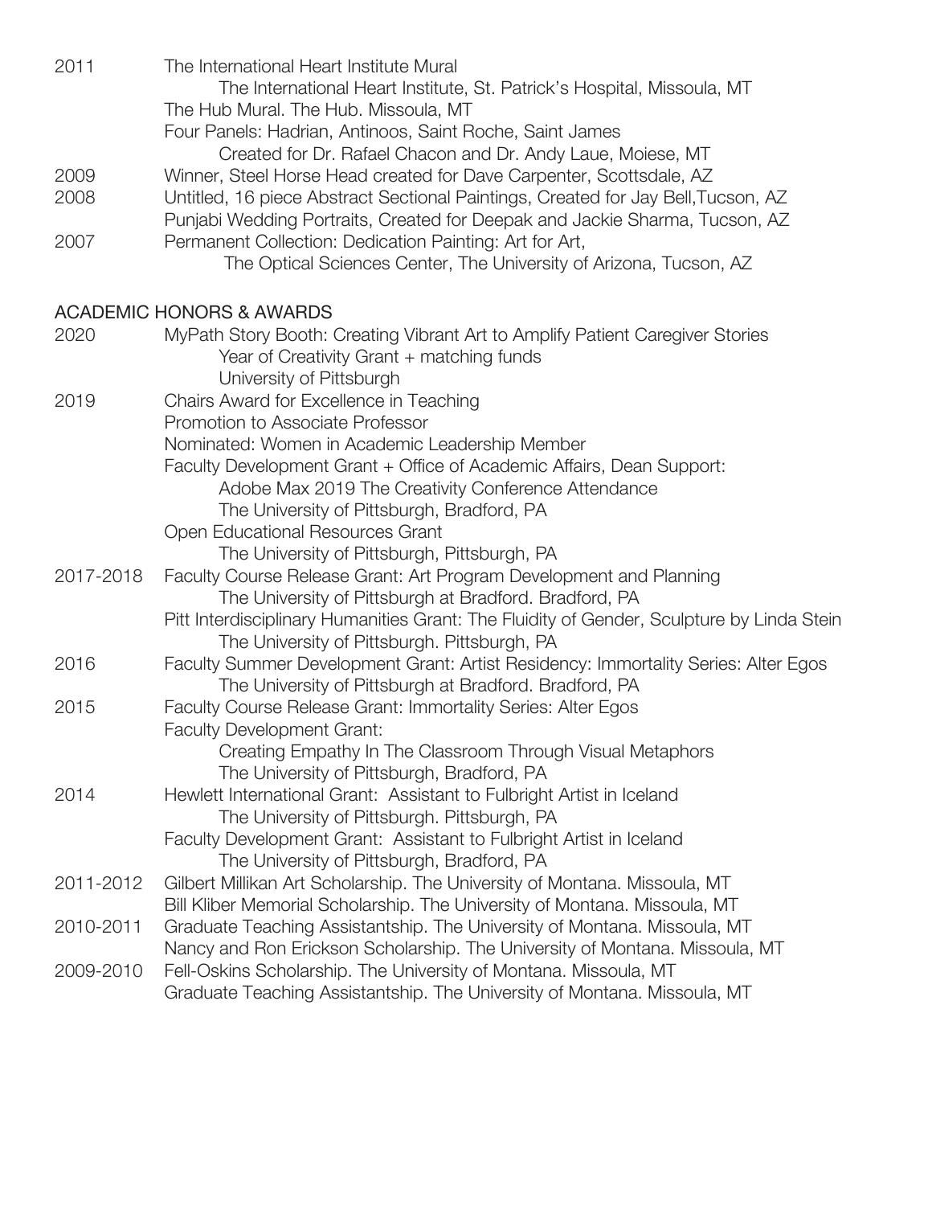2011 The International Heart Institute Mural
  The International Heart Institute, St. Patrick's Hospital, Missoula, MT
  The Hub Mural. The Hub. Missoula, MT
  Four Panels: Hadrian, Antinoos, Saint Roche, Saint James
  Created for Dr. Rafael Chacon and Dr. Andy Laue, Moiese, MT

2009 Winner, Steel Horse Head created for Dave Carpenter, Scottsdale, AZ

2008 Untitled, 16 piece Abstract Sectional Paintings, Created for Jay Bell,Tucson, AZ
  Punjabi Wedding Portraits, Created for Deepak and Jackie Sharma, Tucson, AZ

2007 Permanent Collection: Dedication Painting: Art for Art,
  The Optical Sciences Center, The University of Arizona, Tucson, AZ

## ACADEMIC HONORS & AWARDS

2020 MyPath Story Booth: Creating Vibrant Art to Amplify Patient Caregiver Stories
  Year of Creativity Grant + matching funds
  University of Pittsburgh

2019 Chairs Award for Excellence in Teaching
  Promotion to Associate Professor
  Nominated: Women in Academic Leadership Member
  Faculty Development Grant + Office of Academic Affairs, Dean Support:
  Adobe Max 2019 The Creativity Conference Attendance
  The University of Pittsburgh, Bradford, PA
  Open Educational Resources Grant
  The University of Pittsburgh, Pittsburgh, PA

2017-2018 Faculty Course Release Grant: Art Program Development and Planning
  The University of Pittsburgh at Bradford. Bradford, PA
  Pitt Interdisciplinary Humanities Grant: The Fluidity of Gender, Sculpture by Linda Stein
  The University of Pittsburgh. Pittsburgh, PA

2016 Faculty Summer Development Grant: Artist Residency: Immortality Series: Alter Egos
  The University of Pittsburgh at Bradford. Bradford, PA

2015 Faculty Course Release Grant: Immortality Series: Alter Egos
  Faculty Development Grant:
  Creating Empathy In The Classroom Through Visual Metaphors
  The University of Pittsburgh, Bradford, PA

2014 Hewlett International Grant: Assistant to Fulbright Artist in Iceland
  The University of Pittsburgh. Pittsburgh, PA
  Faculty Development Grant: Assistant to Fulbright Artist in Iceland
  The University of Pittsburgh, Bradford, PA

2011-2012 Gilbert Millikan Art Scholarship. The University of Montana. Missoula, MT
  Bill Kliber Memorial Scholarship. The University of Montana. Missoula, MT

2010-2011 Graduate Teaching Assistantship. The University of Montana. Missoula, MT
  Nancy and Ron Erickson Scholarship. The University of Montana. Missoula, MT

2009-2010 Fell-Oskins Scholarship. The University of Montana. Missoula, MT
  Graduate Teaching Assistantship. The University of Montana. Missoula, MT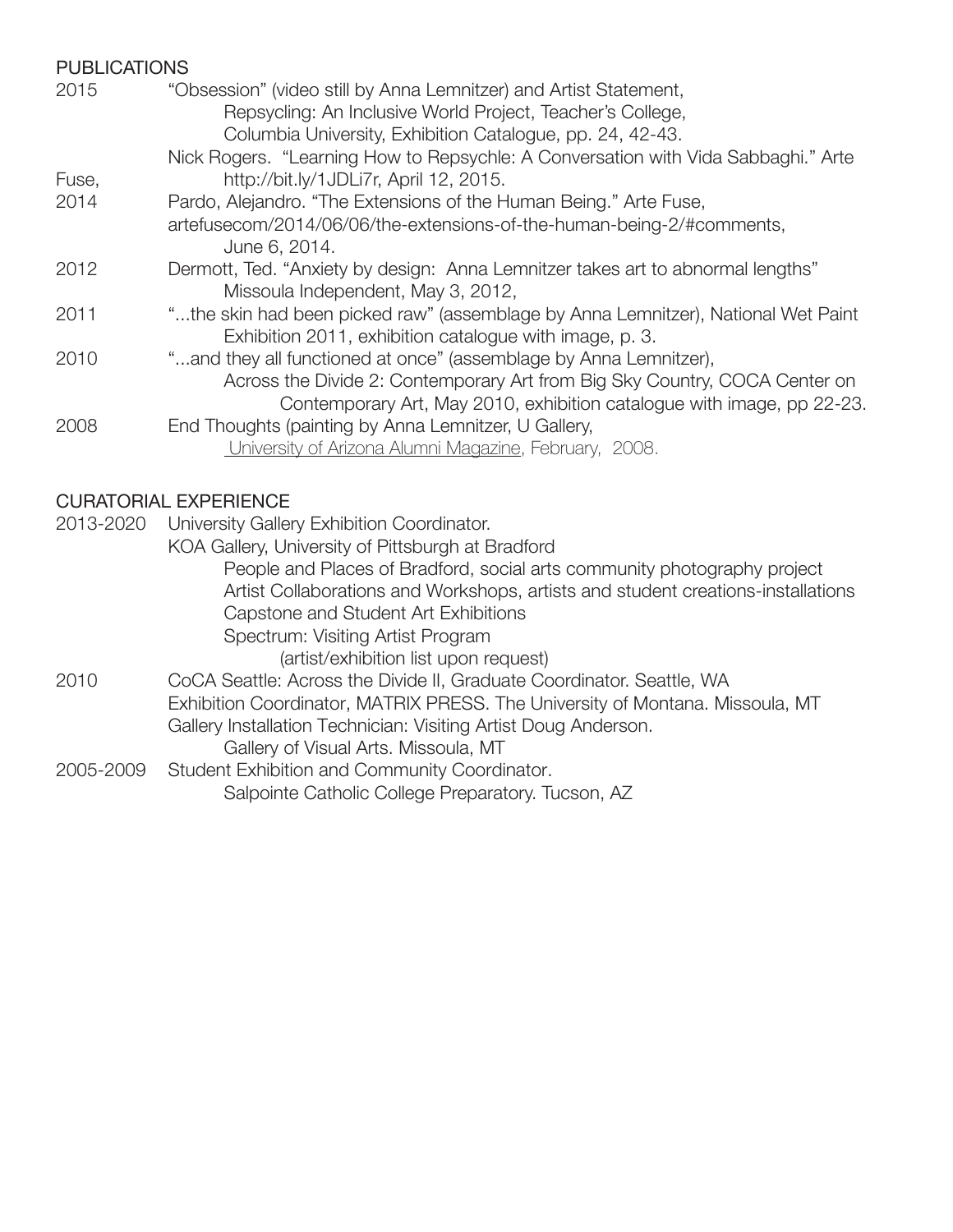## PUBLICATIONS

2015 "Obsession" (video still by Anna Lemnitzer) and Artist Statement,
Repsycling: An Inclusive World Project, Teacher's College,
Columbia University, Exhibition Catalogue, pp. 24, 42-43.
Nick Rogers. "Learning How to Repsychle: A Conversation with Vida Sabbaghi." Arte
Fuse, http://bit.ly/1JDLi7r, April 12, 2015.

2014 Pardo, Alejandro. "The Extensions of the Human Being." Arte Fuse,
artefusecom/2014/06/06/the-extensions-of-the-human-being-2/#comments,
June 6, 2014.

2012 Dermott, Ted. "Anxiety by design: Anna Lemnitzer takes art to abnormal lengths"
Missoula Independent, May 3, 2012,

2011 "...the skin had been picked raw" (assemblage by Anna Lemnitzer), National Wet Paint
Exhibition 2011, exhibition catalogue with image, p. 3.

2010 "...and they all functioned at once" (assemblage by Anna Lemnitzer),
Across the Divide 2: Contemporary Art from Big Sky Country, COCA Center on
Contemporary Art, May 2010, exhibition catalogue with image, pp 22-23.

2008 End Thoughts (painting by Anna Lemnitzer, U Gallery,
University of Arizona Alumni Magazine, February, 2008.

## CURATORIAL EXPERIENCE

2013-2020 University Gallery Exhibition Coordinator.
KOA Gallery, University of Pittsburgh at Bradford
People and Places of Bradford, social arts community photography project
Artist Collaborations and Workshops, artists and student creations-installations
Capstone and Student Art Exhibitions
Spectrum: Visiting Artist Program
(artist/exhibition list upon request)

2010 CoCA Seattle: Across the Divide II, Graduate Coordinator. Seattle, WA
Exhibition Coordinator, MATRIX PRESS. The University of Montana. Missoula, MT
Gallery Installation Technician: Visiting Artist Doug Anderson.
Gallery of Visual Arts. Missoula, MT

2005-2009 Student Exhibition and Community Coordinator.
Salpointe Catholic College Preparatory. Tucson, AZ